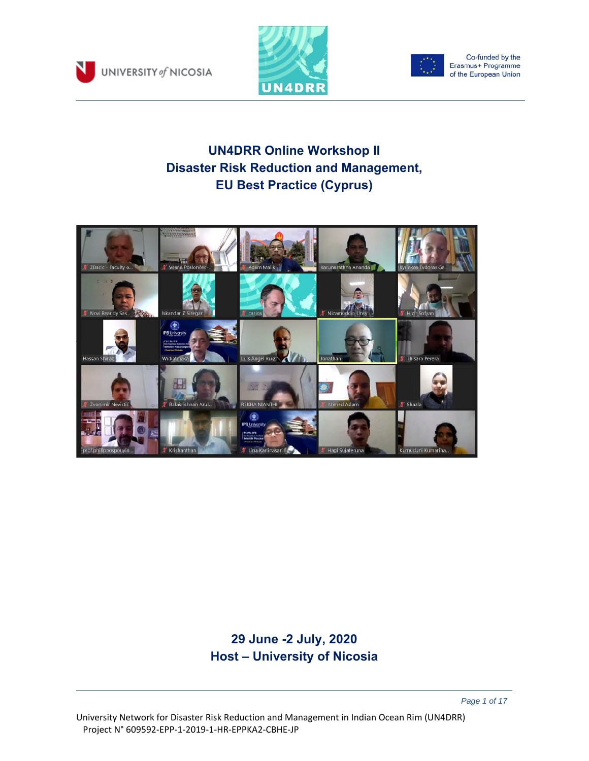UNIVERSITY of NICOSIA

UN4DRR

Co-funded by the Erasmus+ Programme of the European Union

# UN4DRR Online Workshop II
# Disaster Risk Reduction and Management, EU Best Practice (Cyprus)

## 29 June -2 July, 2020
## Host – University of Nicosia

University Network for Disaster Risk Reduction and Management in Indian Ocean Rim (UN4DRR)
Project N° 609592-EPP-1-2019-1-HR-EPPKA2-CBHE-JP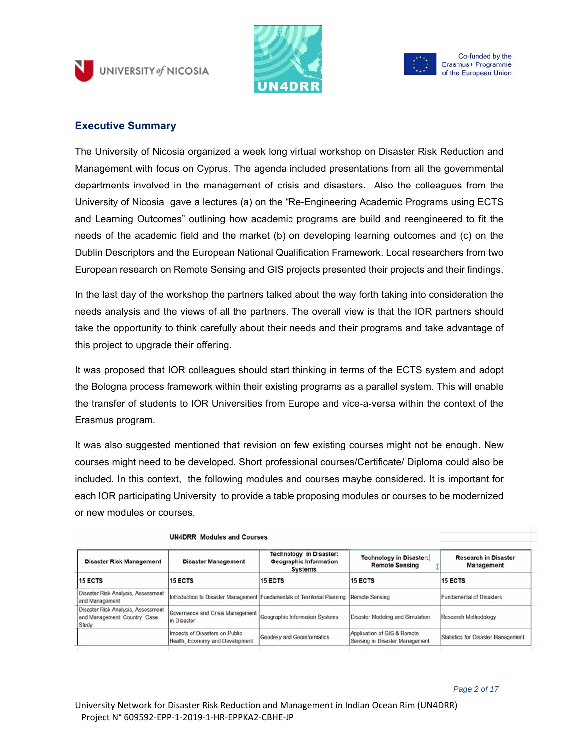## Executive Summary

The University of Nicosia organized a week long virtual workshop on Disaster Risk Reduction and Management with focus on Cyprus. The agenda included presentations from all the governmental departments involved in the management of crisis and disasters. Also the colleagues from the University of Nicosia gave a lectures (a) on the “Re-Engineering Academic Programs using ECTS and Learning Outcomes” outlining how academic programs are build and reengineered to fit the needs of the academic field and the market (b) on developing learning outcomes and (c) on the Dublin Descriptors and the European National Qualification Framework. Local researchers from two European research on Remote Sensing and GIS projects presented their projects and their findings.

In the last day of the workshop the partners talked about the way forth taking into consideration the needs analysis and the views of all the partners. The overall view is that the IOR partners should take the opportunity to think carefully about their needs and their programs and take advantage of this project to upgrade their offering.

It was proposed that IOR colleagues should start thinking in terms of the ECTS system and adopt the Bologna process framework within their existing programs as a parallel system. This will enable the transfer of students to IOR Universities from Europe and vice-a-versa within the context of the Erasmus program.

It was also suggested mentioned that revision on few existing courses might not be enough. New courses might need to be developed. Short professional courses/Certificate/ Diploma could also be included. In this context, the following modules and courses maybe considered. It is important for each IOR participating University to provide a table proposing modules or courses to be modernized or new modules or courses.

**UN4DRR Modules and Courses**

| Disaster Risk Management | Disaster Management | Technology in Disaster: Geographic Information Systems | Technology in Disaster: Remote Sensing | Research in Disaster Management |
|---|---|---|---|---|
| 15 ECTS | 15 ECTS | 15 ECTS | 15 ECTS | 15 ECTS |
| Disaster Risk Analysis, Assessment and Management | Introduction to Disaster Management | Fundamentals of Territorial Planning | Remote Sensing | Fundamental of Disasters |
| Disaster Risk Analysis, Assessment and Management: Country Case Study | Governance and Crisis Management in Disaster | Geographic Information Systems | Disaster Modeling and Simulation | Research Methodology |
| | Impacts of Disasters on Public Health, Economy and Development | Geodesy and Geoinformatics | Application of GIS & Remote Sensing in Disaster Management | Statistics for Disaster Management |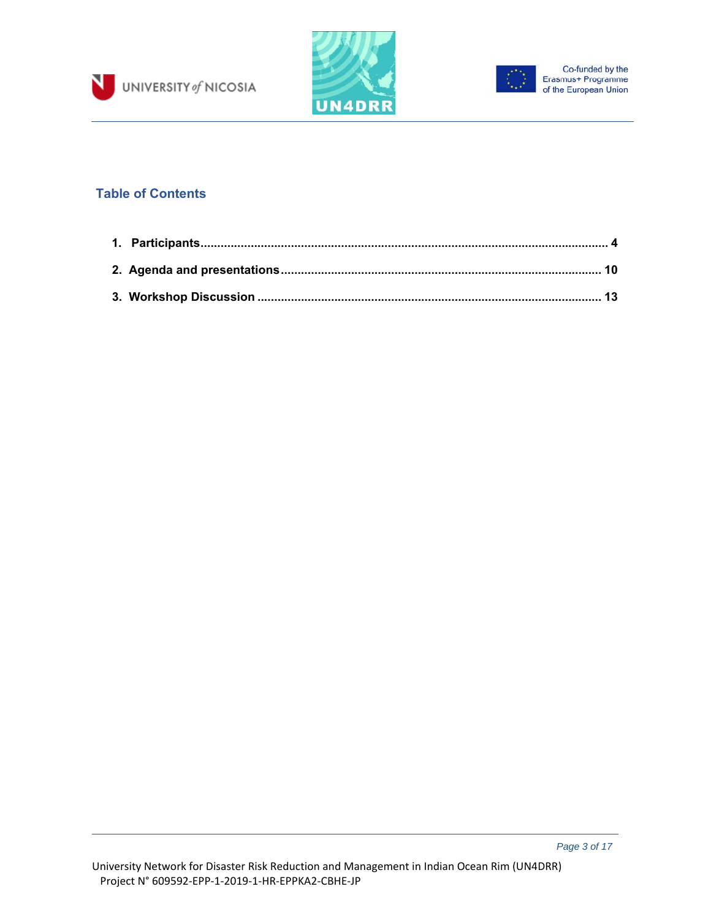## Table of Contents

1. **Participants** ........................................................................................................ 4
2. **Agenda and presentations** .............................................................................. 10
3. **Workshop Discussion** ..................................................................................... 13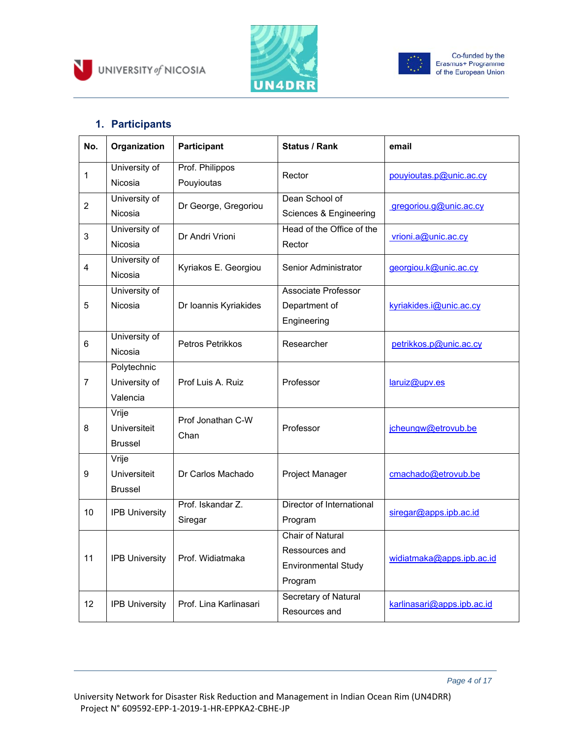## 1. Participants

| No. | Organization | Participant | Status / Rank | email |
|---|---|---|---|---|
| 1 | University of Nicosia | Prof. Philippos Pouyioutas | Rector | pouyioutas.p@unic.ac.cy |
| 2 | University of Nicosia | Dr George, Gregoriou | Dean School of Sciences & Engineering | gregoriou.g@unic.ac.cy |
| 3 | University of Nicosia | Dr Andri Vrioni | Head of the Office of the Rector | vrioni.a@unic.ac.cy |
| 4 | University of Nicosia | Kyriakos E. Georgiou | Senior Administrator | georgiou.k@unic.ac.cy |
| 5 | University of Nicosia | Dr Ioannis Kyriakides | Associate Professor Department of Engineering | kyriakides.i@unic.ac.cy |
| 6 | University of Nicosia | Petros Petrikkos | Researcher | petrikkos.p@unic.ac.cy |
| 7 | Polytechnic University of Valencia | Prof Luis A. Ruiz | Professor | laruiz@upv.es |
| 8 | Vrije Universiteit Brussel | Prof Jonathan C-W Chan | Professor | jcheungw@etrovub.be |
| 9 | Vrije Universiteit Brussel | Dr Carlos Machado | Project Manager | cmachado@etrovub.be |
| 10 | IPB University | Prof. Iskandar Z. Siregar | Director of International Program | siregar@apps.ipb.ac.id |
| 11 | IPB University | Prof. Widiatmaka | Chair of Natural Ressources and Environmental Study Program | widiatmaka@apps.ipb.ac.id |
| 12 | IPB University | Prof. Lina Karlinasari | Secretary of Natural Resources and | karlinasari@apps.ipb.ac.id |

University Network for Disaster Risk Reduction and Management in Indian Ocean Rim (UN4DRR)
Project N° 609592-EPP-1-2019-1-HR-EPPKA2-CBHE-JP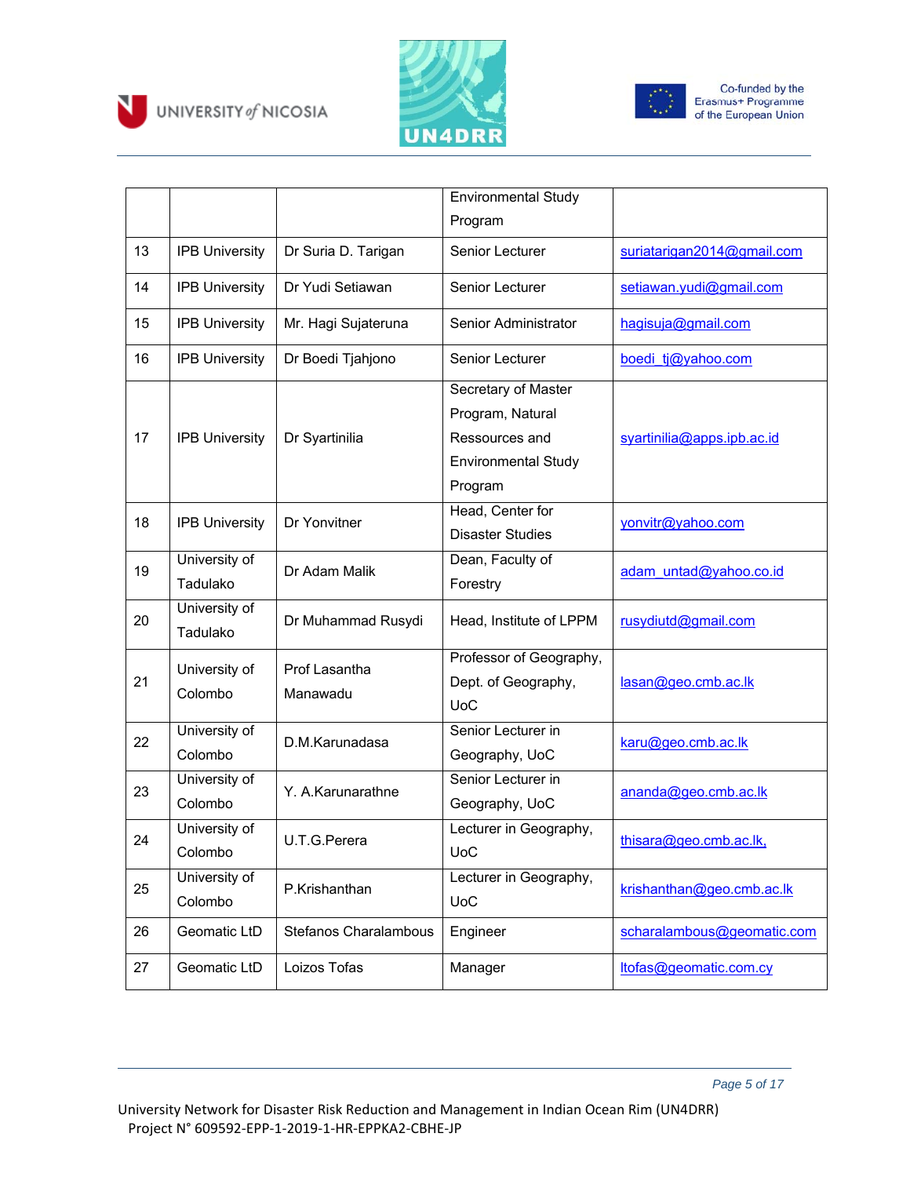|  |  |  | Environmental Study Program |  |
|---|---|---|---|---|
| 13 | IPB University | Dr Suria D. Tarigan | Senior Lecturer | suriatarigan2014@gmail.com |
| 14 | IPB University | Dr Yudi Setiawan | Senior Lecturer | setiawan.yudi@gmail.com |
| 15 | IPB University | Mr. Hagi Sujateruna | Senior Administrator | hagisuja@gmail.com |
| 16 | IPB University | Dr Boedi Tjahjono | Senior Lecturer | boedi_tj@yahoo.com |
| 17 | IPB University | Dr Syartinilia | Secretary of Master Program, Natural Ressources and Environmental Study Program | syartinilia@apps.ipb.ac.id |
| 18 | IPB University | Dr Yonvitner | Head, Center for Disaster Studies | yonvitr@yahoo.com |
| 19 | University of Tadulako | Dr Adam Malik | Dean, Faculty of Forestry | adam_untad@yahoo.co.id |
| 20 | University of Tadulako | Dr Muhammad Rusydi | Head, Institute of LPPM | rusydiutd@gmail.com |
| 21 | University of Colombo | Prof Lasantha Manawadu | Professor of Geography, Dept. of Geography, UoC | lasan@geo.cmb.ac.lk |
| 22 | University of Colombo | D.M.Karunadasa | Senior Lecturer in Geography, UoC | karu@geo.cmb.ac.lk |
| 23 | University of Colombo | Y. A.Karunarathne | Senior Lecturer in Geography, UoC | ananda@geo.cmb.ac.lk |
| 24 | University of Colombo | U.T.G.Perera | Lecturer in Geography, UoC | thisara@geo.cmb.ac.lk, |
| 25 | University of Colombo | P.Krishanthan | Lecturer in Geography, UoC | krishanthan@geo.cmb.ac.lk |
| 26 | Geomatic LtD | Stefanos Charalambous | Engineer | scharalambous@geomatic.com |
| 27 | Geomatic LtD | Loizos Tofas | Manager | ltofas@geomatic.com.cy |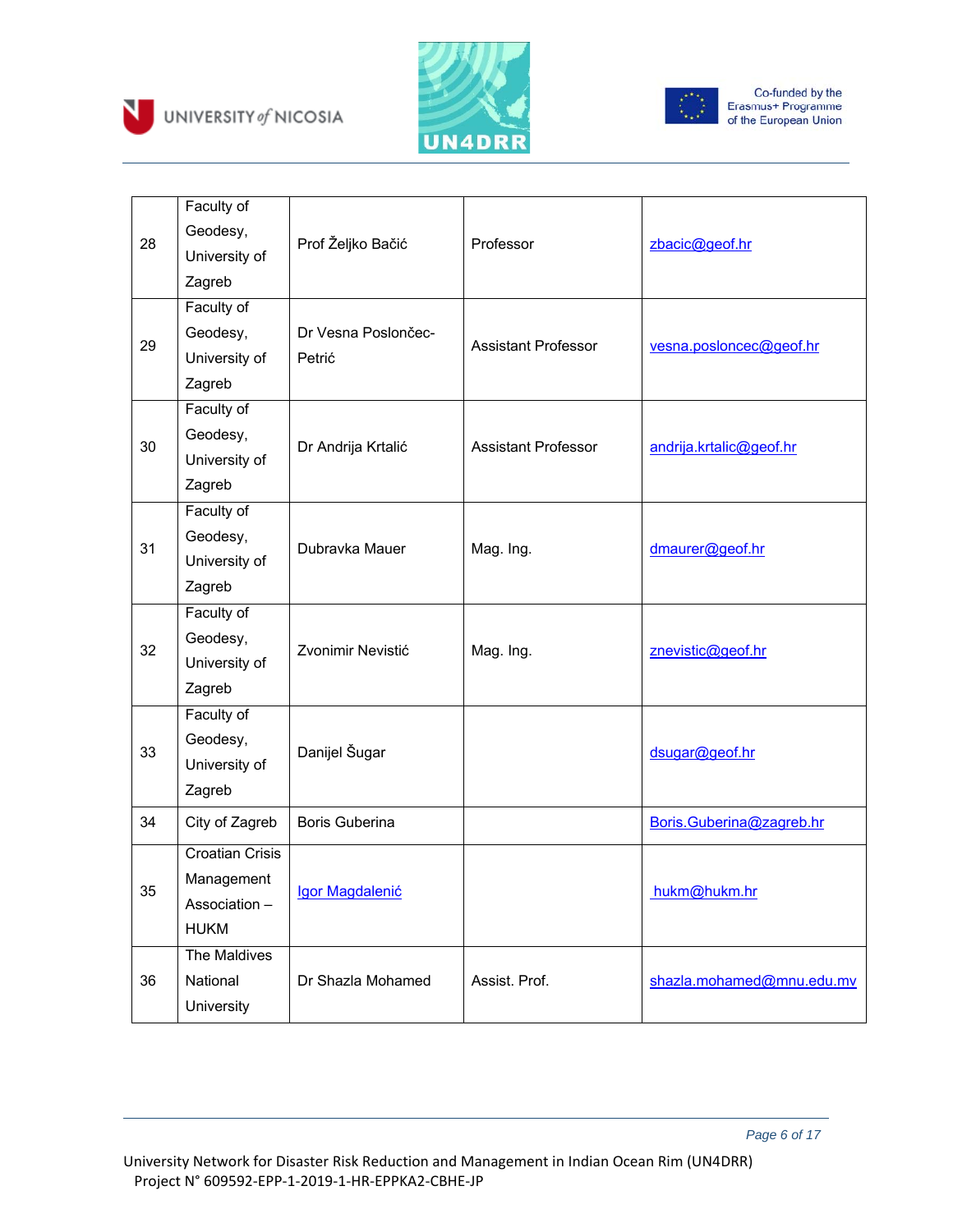| 28 | Faculty of Geodesy, University of Zagreb | Prof Željko Bačić | Professor | zbacic@geof.hr |
|---|---|---|---|---|
| 29 | Faculty of Geodesy, University of Zagreb | Dr Vesna Poslončec-Petrić | Assistant Professor | vesna.posloncec@geof.hr |
| 30 | Faculty of Geodesy, University of Zagreb | Dr Andrija Krtalić | Assistant Professor | andrija.krtalic@geof.hr |
| 31 | Faculty of Geodesy, University of Zagreb | Dubravka Mauer | Mag. Ing. | dmaurer@geof.hr |
| 32 | Faculty of Geodesy, University of Zagreb | Zvonimir Nevistić | Mag. Ing. | znevistic@geof.hr |
| 33 | Faculty of Geodesy, University of Zagreb | Danijel Šugar | | dsugar@geof.hr |
| 34 | City of Zagreb | Boris Guberina | | Boris.Guberina@zagreb.hr |
| 35 | Croatian Crisis Management Association – HUKM | Igor Magdalenić | | hukm@hukm.hr |
| 36 | The Maldives National University | Dr Shazla Mohamed | Assist. Prof. | shazla.mohamed@mnu.edu.mv |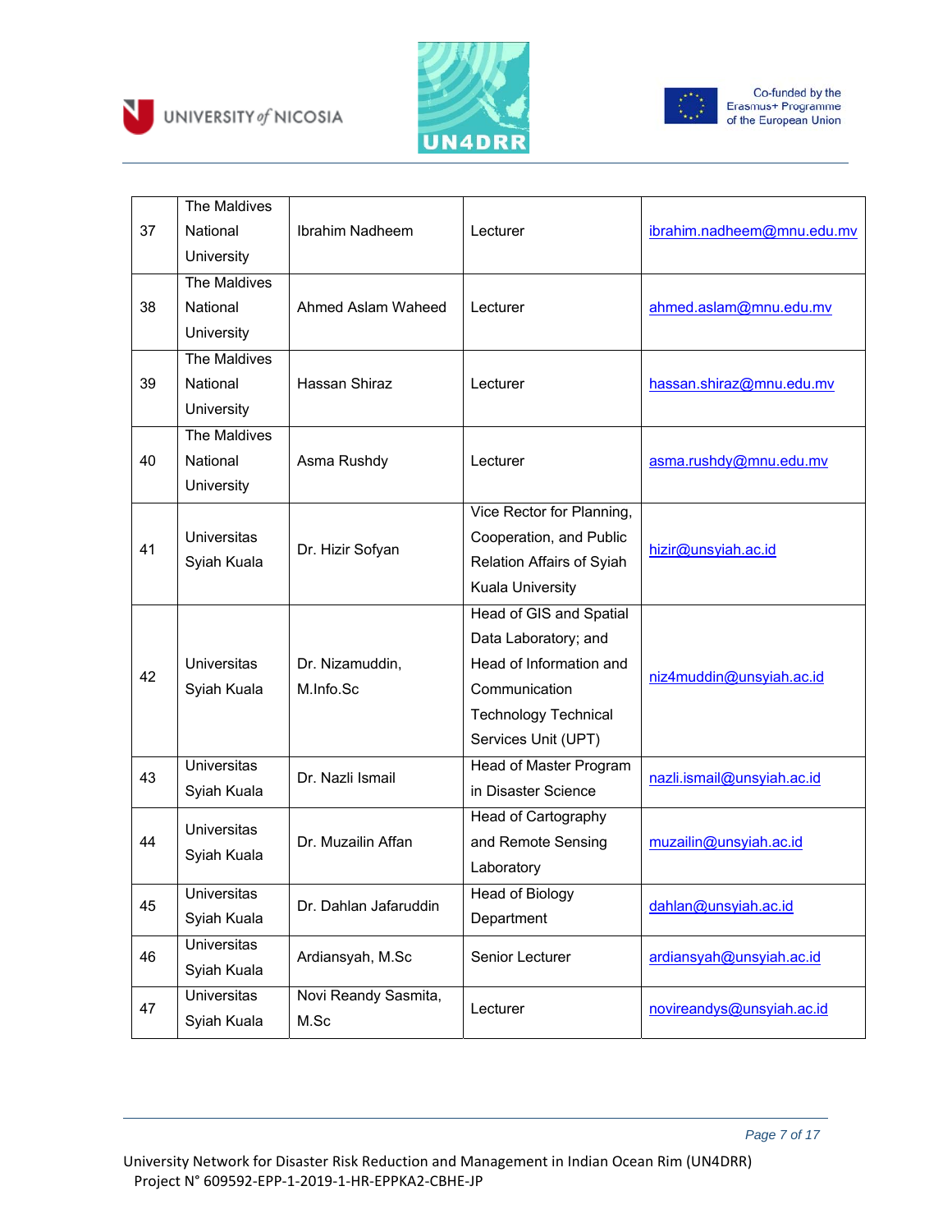| 37 | The Maldives National University | Ibrahim Nadheem | Lecturer | ibrahim.nadheem@mnu.edu.mv |
|---|---|---|---|---|
| 38 | The Maldives National University | Ahmed Aslam Waheed | Lecturer | ahmed.aslam@mnu.edu.mv |
| 39 | The Maldives National University | Hassan Shiraz | Lecturer | hassan.shiraz@mnu.edu.mv |
| 40 | The Maldives National University | Asma Rushdy | Lecturer | asma.rushdy@mnu.edu.mv |
| 41 | Universitas Syiah Kuala | Dr. Hizir Sofyan | Vice Rector for Planning, Cooperation, and Public Relation Affairs of Syiah Kuala University | hizir@unsyiah.ac.id |
| 42 | Universitas Syiah Kuala | Dr. Nizamuddin, M.Info.Sc | Head of GIS and Spatial Data Laboratory; and Head of Information and Communication Technology Technical Services Unit (UPT) | niz4muddin@unsyiah.ac.id |
| 43 | Universitas Syiah Kuala | Dr. Nazli Ismail | Head of Master Program in Disaster Science | nazli.ismail@unsyiah.ac.id |
| 44 | Universitas Syiah Kuala | Dr. Muzailin Affan | Head of Cartography and Remote Sensing Laboratory | muzailin@unsyiah.ac.id |
| 45 | Universitas Syiah Kuala | Dr. Dahlan Jafaruddin | Head of Biology Department | dahlan@unsyiah.ac.id |
| 46 | Universitas Syiah Kuala | Ardiansyah, M.Sc | Senior Lecturer | ardiansyah@unsyiah.ac.id |
| 47 | Universitas Syiah Kuala | Novi Reandy Sasmita, M.Sc | Lecturer | novireandys@unsyiah.ac.id |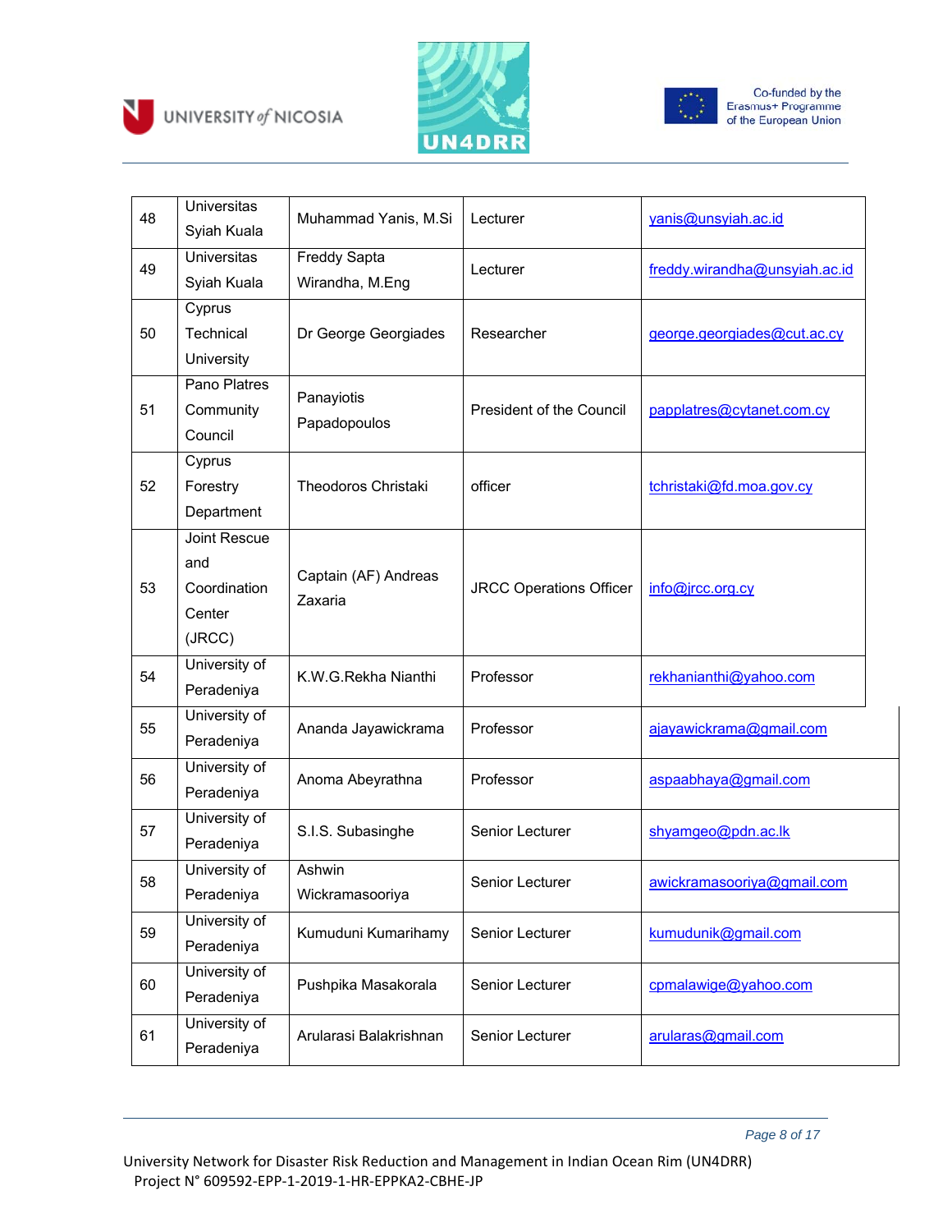| 48 | Universitas Syiah Kuala | Muhammad Yanis, M.Si | Lecturer | yanis@unsyiah.ac.id |
|---|---|---|---|---|
| 49 | Universitas Syiah Kuala | Freddy Sapta Wirandha, M.Eng | Lecturer | freddy.wirandha@unsyiah.ac.id |
| 50 | Cyprus Technical University | Dr George Georgiades | Researcher | george.georgiades@cut.ac.cy |
| 51 | Pano Platres Community Council | Panayiotis Papadopoulos | President of the Council | papplatres@cytanet.com.cy |
| 52 | Cyprus Forestry Department | Theodoros Christaki | officer | tchristaki@fd.moa.gov.cy |
| 53 | Joint Rescue and Coordination Center (JRCC) | Captain (AF) Andreas Zaxaria | JRCC Operations Officer | info@jrcc.org.cy |
| 54 | University of Peradeniya | K.W.G.Rekha Nianthi | Professor | rekhanianthi@yahoo.com |
| 55 | University of Peradeniya | Ananda Jayawickrama | Professor | ajayawickrama@gmail.com |
| 56 | University of Peradeniya | Anoma Abeyrathna | Professor | aspaabhaya@gmail.com |
| 57 | University of Peradeniya | S.I.S. Subasinghe | Senior Lecturer | shyamgeo@pdn.ac.lk |
| 58 | University of Peradeniya | Ashwin Wickramasooriya | Senior Lecturer | awickramasooriya@gmail.com |
| 59 | University of Peradeniya | Kumuduni Kumarihamy | Senior Lecturer | kumudunik@gmail.com |
| 60 | University of Peradeniya | Pushpika Masakorala | Senior Lecturer | cpmalawige@yahoo.com |
| 61 | University of Peradeniya | Arularasi Balakrishnan | Senior Lecturer | arularas@gmail.com |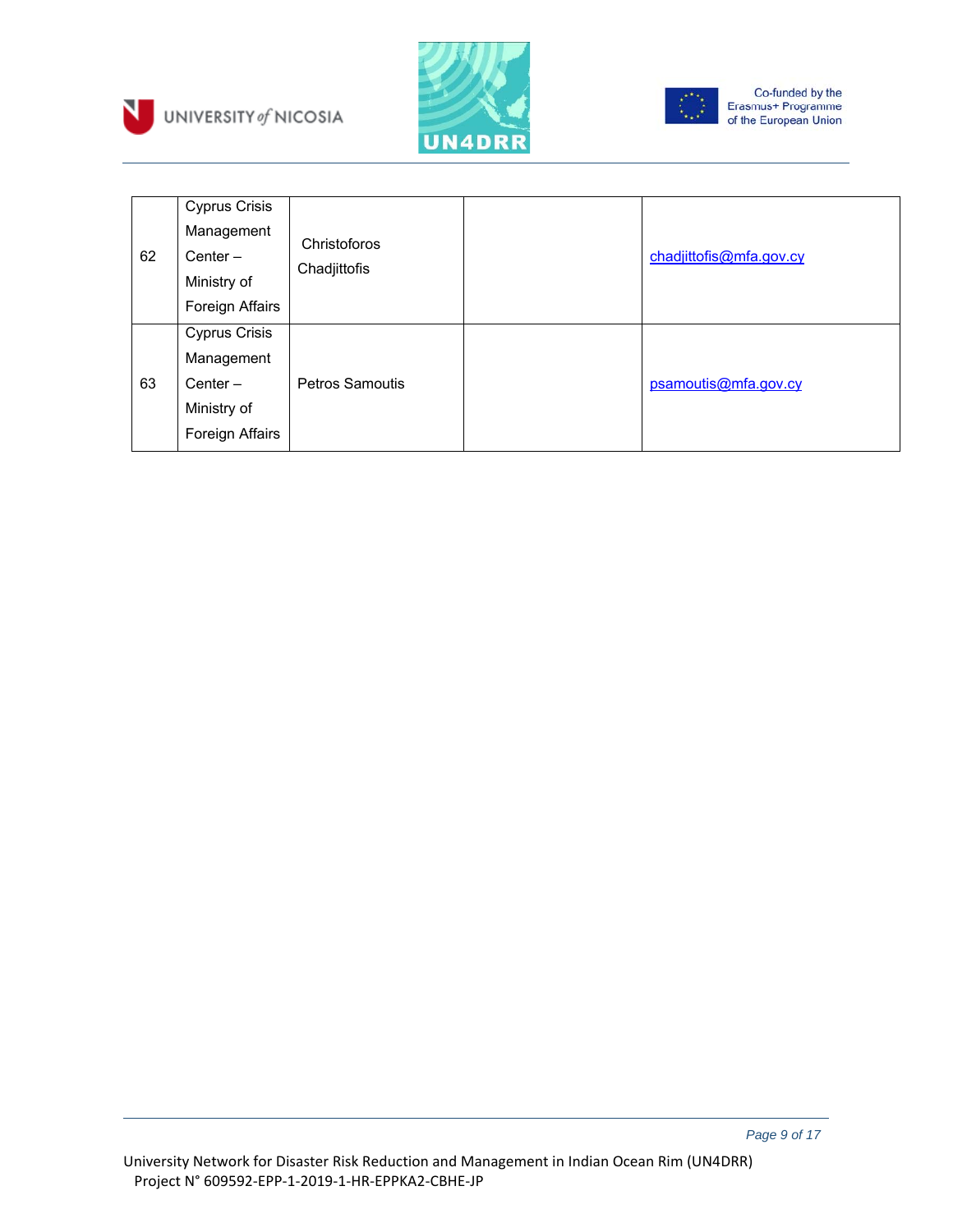| 62 | Cyprus Crisis Management Center – Ministry of Foreign Affairs | Christoforos Chadjittofis | | chadjittofis@mfa.gov.cy |
|---|---|---|---|---|
| 63 | Cyprus Crisis Management Center – Ministry of Foreign Affairs | Petros Samoutis | | psamoutis@mfa.gov.cy |

University Network for Disaster Risk Reduction and Management in Indian Ocean Rim (UN4DRR)
Project N° 609592-EPP-1-2019-1-HR-EPPKA2-CBHE-JP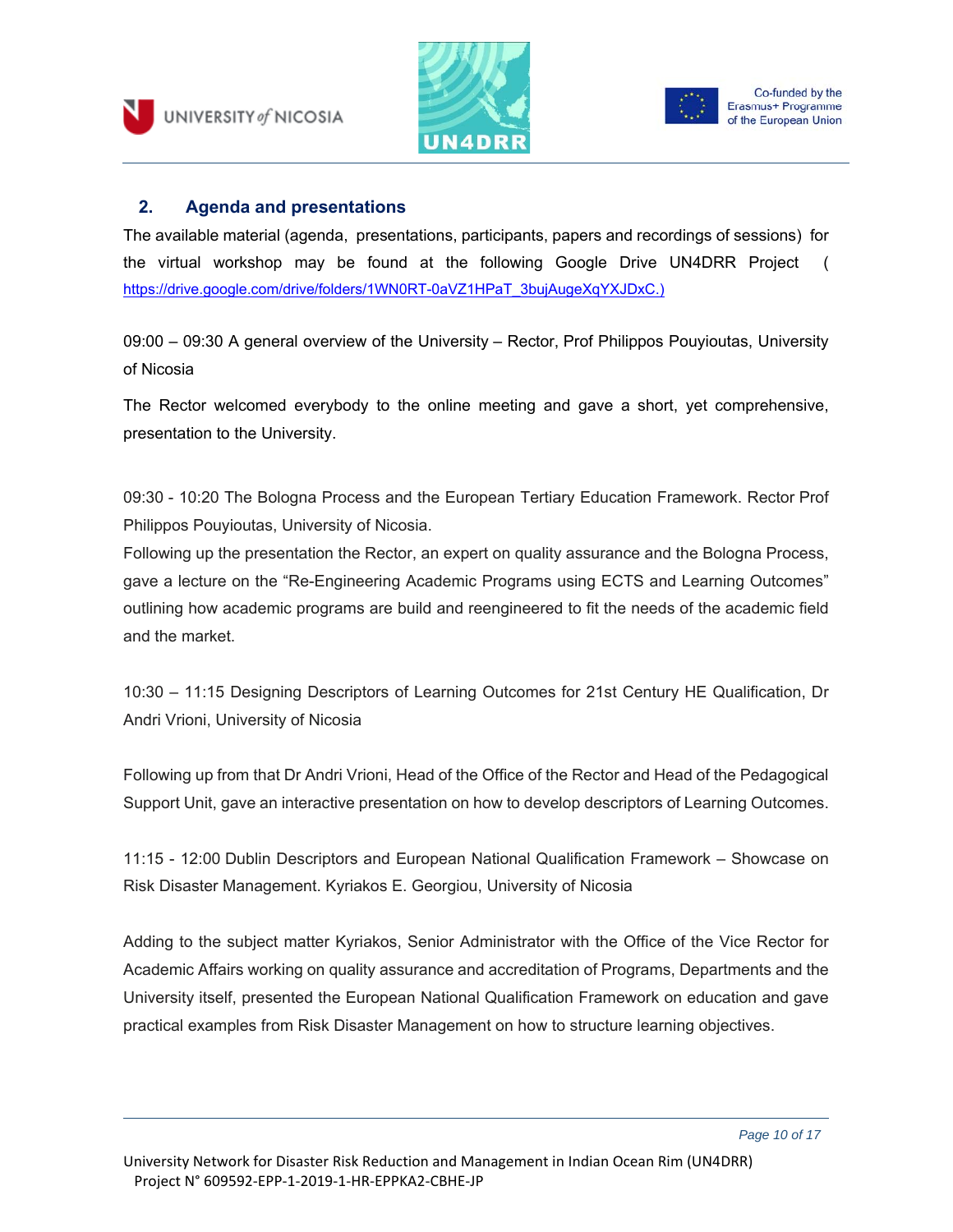## 2. Agenda and presentations

The available material (agenda, presentations, participants, papers and recordings of sessions) for the virtual workshop may be found at the following Google Drive UN4DRR Project ( https://drive.google.com/drive/folders/1WN0RT-0aVZ1HPaT_3bujAugeXqYXJDxC.)

09:00 – 09:30 A general overview of the University – Rector, Prof Philippos Pouyioutas, University of Nicosia

The Rector welcomed everybody to the online meeting and gave a short, yet comprehensive, presentation to the University.

09:30 - 10:20 The Bologna Process and the European Tertiary Education Framework. Rector Prof Philippos Pouyioutas, University of Nicosia.

Following up the presentation the Rector, an expert on quality assurance and the Bologna Process, gave a lecture on the "Re-Engineering Academic Programs using ECTS and Learning Outcomes" outlining how academic programs are build and reengineered to fit the needs of the academic field and the market.

10:30 – 11:15 Designing Descriptors of Learning Outcomes for 21st Century HE Qualification, Dr Andri Vrioni, University of Nicosia

Following up from that Dr Andri Vrioni, Head of the Office of the Rector and Head of the Pedagogical Support Unit, gave an interactive presentation on how to develop descriptors of Learning Outcomes.

11:15 - 12:00 Dublin Descriptors and European National Qualification Framework – Showcase on Risk Disaster Management. Kyriakos E. Georgiou, University of Nicosia

Adding to the subject matter Kyriakos, Senior Administrator with the Office of the Vice Rector for Academic Affairs working on quality assurance and accreditation of Programs, Departments and the University itself, presented the European National Qualification Framework on education and gave practical examples from Risk Disaster Management on how to structure learning objectives.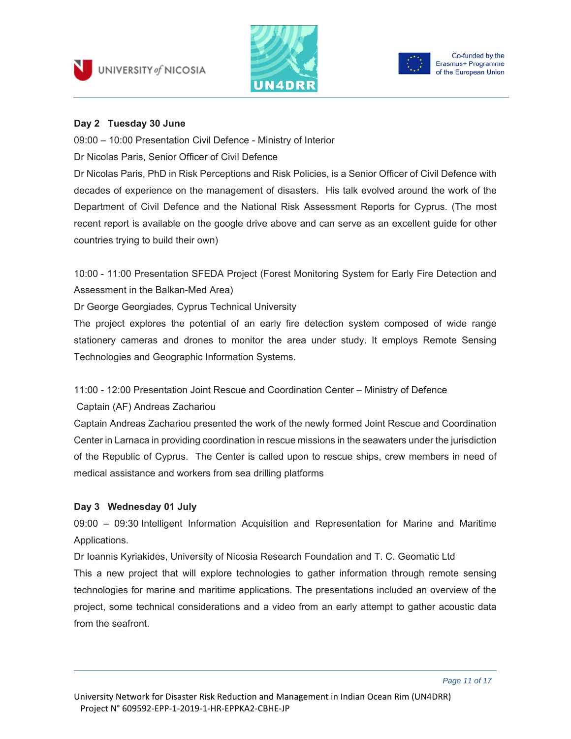**Day 2 Tuesday 30 June**

09:00 – 10:00 Presentation Civil Defence - Ministry of Interior

Dr Nicolas Paris, Senior Officer of Civil Defence

Dr Nicolas Paris, PhD in Risk Perceptions and Risk Policies, is a Senior Officer of Civil Defence with decades of experience on the management of disasters. His talk evolved around the work of the Department of Civil Defence and the National Risk Assessment Reports for Cyprus. (The most recent report is available on the google drive above and can serve as an excellent guide for other countries trying to build their own)

10:00 - 11:00 Presentation SFEDA Project (Forest Monitoring System for Early Fire Detection and Assessment in the Balkan-Med Area)

Dr George Georgiades, Cyprus Technical University

The project explores the potential of an early fire detection system composed of wide range stationery cameras and drones to monitor the area under study. It employs Remote Sensing Technologies and Geographic Information Systems.

11:00 - 12:00 Presentation Joint Rescue and Coordination Center – Ministry of Defence

Captain (AF) Andreas Zachariou

Captain Andreas Zachariou presented the work of the newly formed Joint Rescue and Coordination Center in Larnaca in providing coordination in rescue missions in the seawaters under the jurisdiction of the Republic of Cyprus. The Center is called upon to rescue ships, crew members in need of medical assistance and workers from sea drilling platforms

**Day 3 Wednesday 01 July**

09:00 – 09:30 Intelligent Information Acquisition and Representation for Marine and Maritime Applications.

Dr Ioannis Kyriakides, University of Nicosia Research Foundation and T. C. Geomatic Ltd

This a new project that will explore technologies to gather information through remote sensing technologies for marine and maritime applications. The presentations included an overview of the project, some technical considerations and a video from an early attempt to gather acoustic data from the seafront.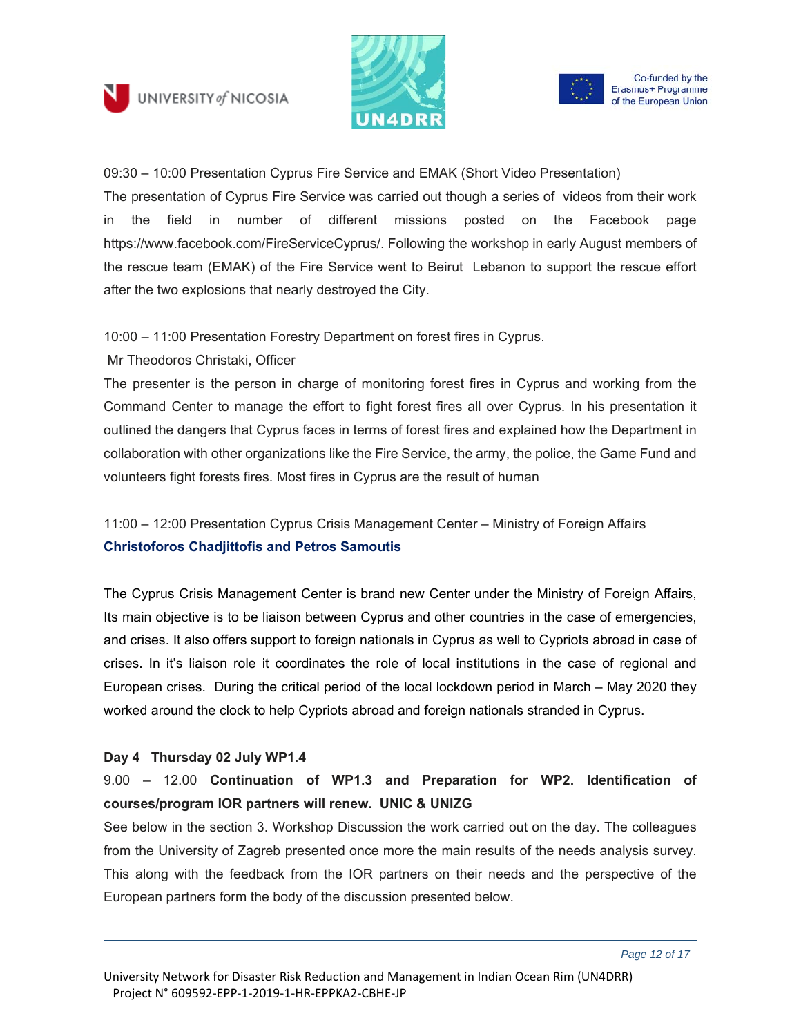09:30 – 10:00 Presentation Cyprus Fire Service and EMAK (Short Video Presentation)

The presentation of Cyprus Fire Service was carried out though a series of videos from their work in the field in number of different missions posted on the Facebook page https://www.facebook.com/FireServiceCyprus/. Following the workshop in early August members of the rescue team (EMAK) of the Fire Service went to Beirut Lebanon to support the rescue effort after the two explosions that nearly destroyed the City.

10:00 – 11:00 Presentation Forestry Department on forest fires in Cyprus.

Mr Theodoros Christaki, Officer

The presenter is the person in charge of monitoring forest fires in Cyprus and working from the Command Center to manage the effort to fight forest fires all over Cyprus. In his presentation it outlined the dangers that Cyprus faces in terms of forest fires and explained how the Department in collaboration with other organizations like the Fire Service, the army, the police, the Game Fund and volunteers fight forests fires. Most fires in Cyprus are the result of human

11:00 – 12:00 Presentation Cyprus Crisis Management Center – Ministry of Foreign Affairs

**Christoforos Chadjittofis and Petros Samoutis**

The Cyprus Crisis Management Center is brand new Center under the Ministry of Foreign Affairs, Its main objective is to be liaison between Cyprus and other countries in the case of emergencies, and crises. It also offers support to foreign nationals in Cyprus as well to Cypriots abroad in case of crises. In it's liaison role it coordinates the role of local institutions in the case of regional and European crises. During the critical period of the local lockdown period in March – May 2020 they worked around the clock to help Cypriots abroad and foreign nationals stranded in Cyprus.

**Day 4 Thursday 02 July WP1.4**

9.00 – 12.00 **Continuation of WP1.3 and Preparation for WP2. Identification of courses/program IOR partners will renew. UNIC & UNIZG**

See below in the section 3. Workshop Discussion the work carried out on the day. The colleagues from the University of Zagreb presented once more the main results of the needs analysis survey. This along with the feedback from the IOR partners on their needs and the perspective of the European partners form the body of the discussion presented below.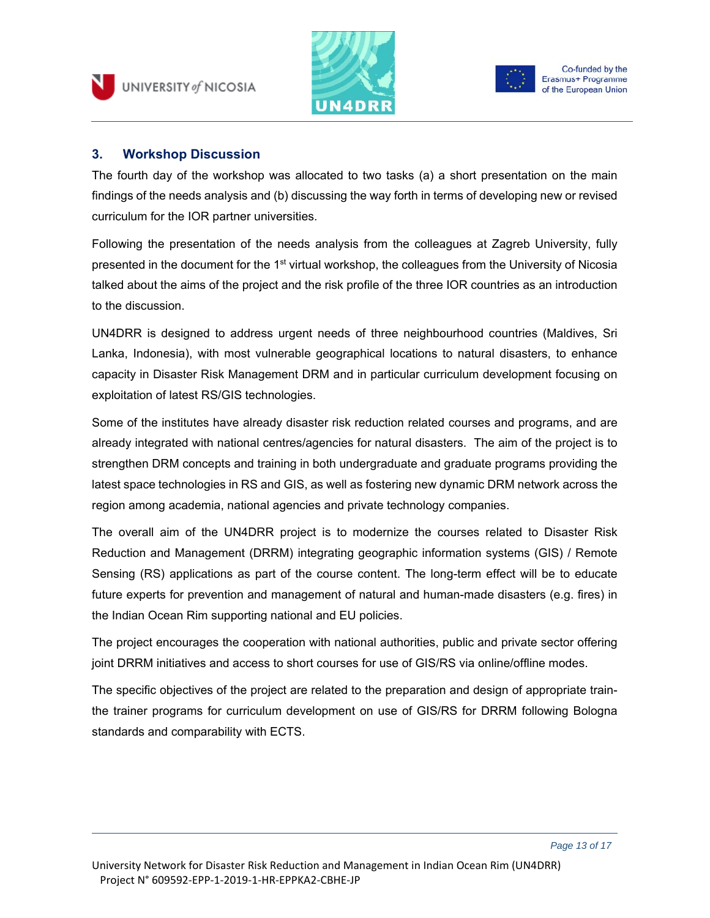## 3. Workshop Discussion

The fourth day of the workshop was allocated to two tasks (a) a short presentation on the main findings of the needs analysis and (b) discussing the way forth in terms of developing new or revised curriculum for the IOR partner universities.

Following the presentation of the needs analysis from the colleagues at Zagreb University, fully presented in the document for the 1st virtual workshop, the colleagues from the University of Nicosia talked about the aims of the project and the risk profile of the three IOR countries as an introduction to the discussion.

UN4DRR is designed to address urgent needs of three neighbourhood countries (Maldives, Sri Lanka, Indonesia), with most vulnerable geographical locations to natural disasters, to enhance capacity in Disaster Risk Management DRM and in particular curriculum development focusing on exploitation of latest RS/GIS technologies.

Some of the institutes have already disaster risk reduction related courses and programs, and are already integrated with national centres/agencies for natural disasters. The aim of the project is to strengthen DRM concepts and training in both undergraduate and graduate programs providing the latest space technologies in RS and GIS, as well as fostering new dynamic DRM network across the region among academia, national agencies and private technology companies.

The overall aim of the UN4DRR project is to modernize the courses related to Disaster Risk Reduction and Management (DRRM) integrating geographic information systems (GIS) / Remote Sensing (RS) applications as part of the course content. The long-term effect will be to educate future experts for prevention and management of natural and human-made disasters (e.g. fires) in the Indian Ocean Rim supporting national and EU policies.

The project encourages the cooperation with national authorities, public and private sector offering joint DRRM initiatives and access to short courses for use of GIS/RS via online/offline modes.

The specific objectives of the project are related to the preparation and design of appropriate train-the trainer programs for curriculum development on use of GIS/RS for DRRM following Bologna standards and comparability with ECTS.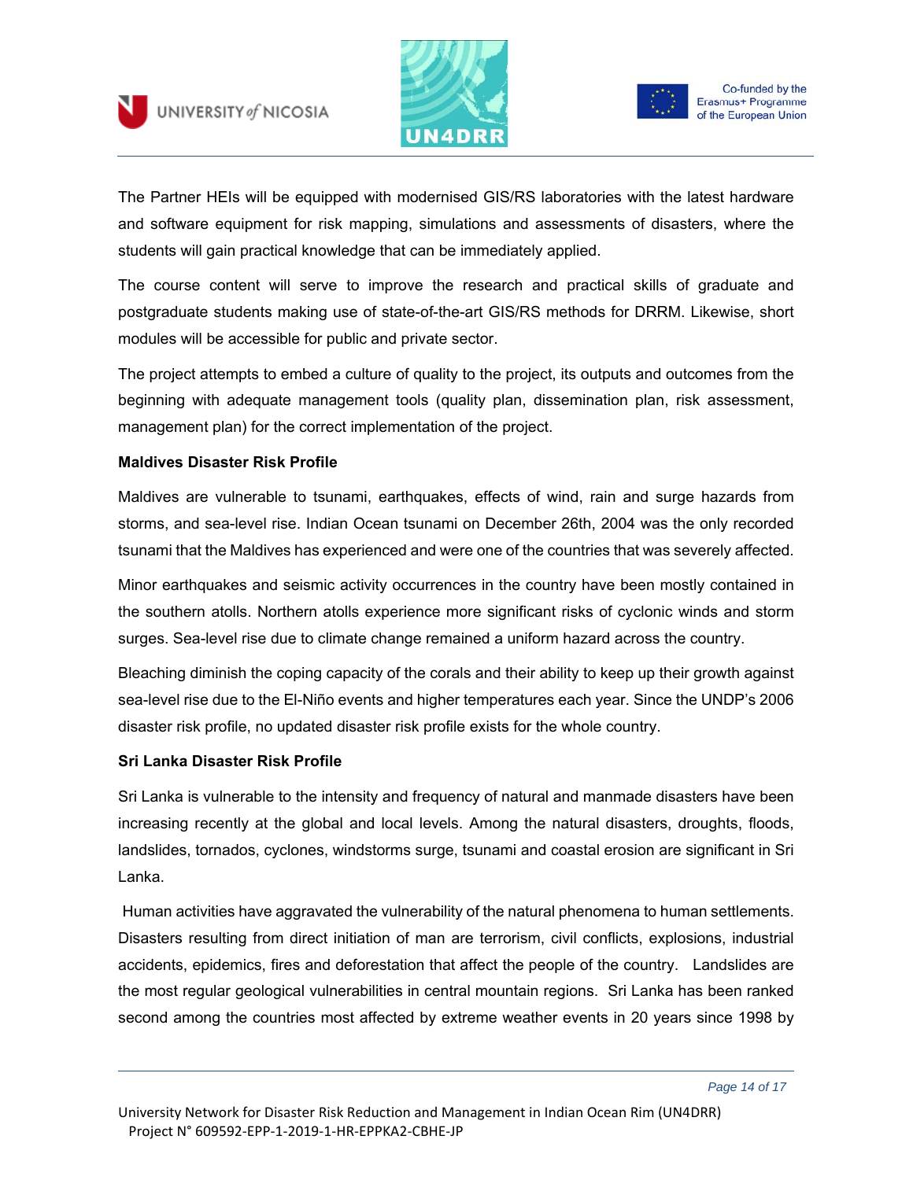The Partner HEIs will be equipped with modernised GIS/RS laboratories with the latest hardware and software equipment for risk mapping, simulations and assessments of disasters, where the students will gain practical knowledge that can be immediately applied.

The course content will serve to improve the research and practical skills of graduate and postgraduate students making use of state-of-the-art GIS/RS methods for DRRM. Likewise, short modules will be accessible for public and private sector.

The project attempts to embed a culture of quality to the project, its outputs and outcomes from the beginning with adequate management tools (quality plan, dissemination plan, risk assessment, management plan) for the correct implementation of the project.

**Maldives Disaster Risk Profile**

Maldives are vulnerable to tsunami, earthquakes, effects of wind, rain and surge hazards from storms, and sea-level rise. Indian Ocean tsunami on December 26th, 2004 was the only recorded tsunami that the Maldives has experienced and were one of the countries that was severely affected.

Minor earthquakes and seismic activity occurrences in the country have been mostly contained in the southern atolls. Northern atolls experience more significant risks of cyclonic winds and storm surges. Sea-level rise due to climate change remained a uniform hazard across the country.

Bleaching diminish the coping capacity of the corals and their ability to keep up their growth against sea-level rise due to the El-Niño events and higher temperatures each year. Since the UNDP's 2006 disaster risk profile, no updated disaster risk profile exists for the whole country.

**Sri Lanka Disaster Risk Profile**

Sri Lanka is vulnerable to the intensity and frequency of natural and manmade disasters have been increasing recently at the global and local levels. Among the natural disasters, droughts, floods, landslides, tornados, cyclones, windstorms surge, tsunami and coastal erosion are significant in Sri Lanka.

Human activities have aggravated the vulnerability of the natural phenomena to human settlements. Disasters resulting from direct initiation of man are terrorism, civil conflicts, explosions, industrial accidents, epidemics, fires and deforestation that affect the people of the country. Landslides are the most regular geological vulnerabilities in central mountain regions. Sri Lanka has been ranked second among the countries most affected by extreme weather events in 20 years since 1998 by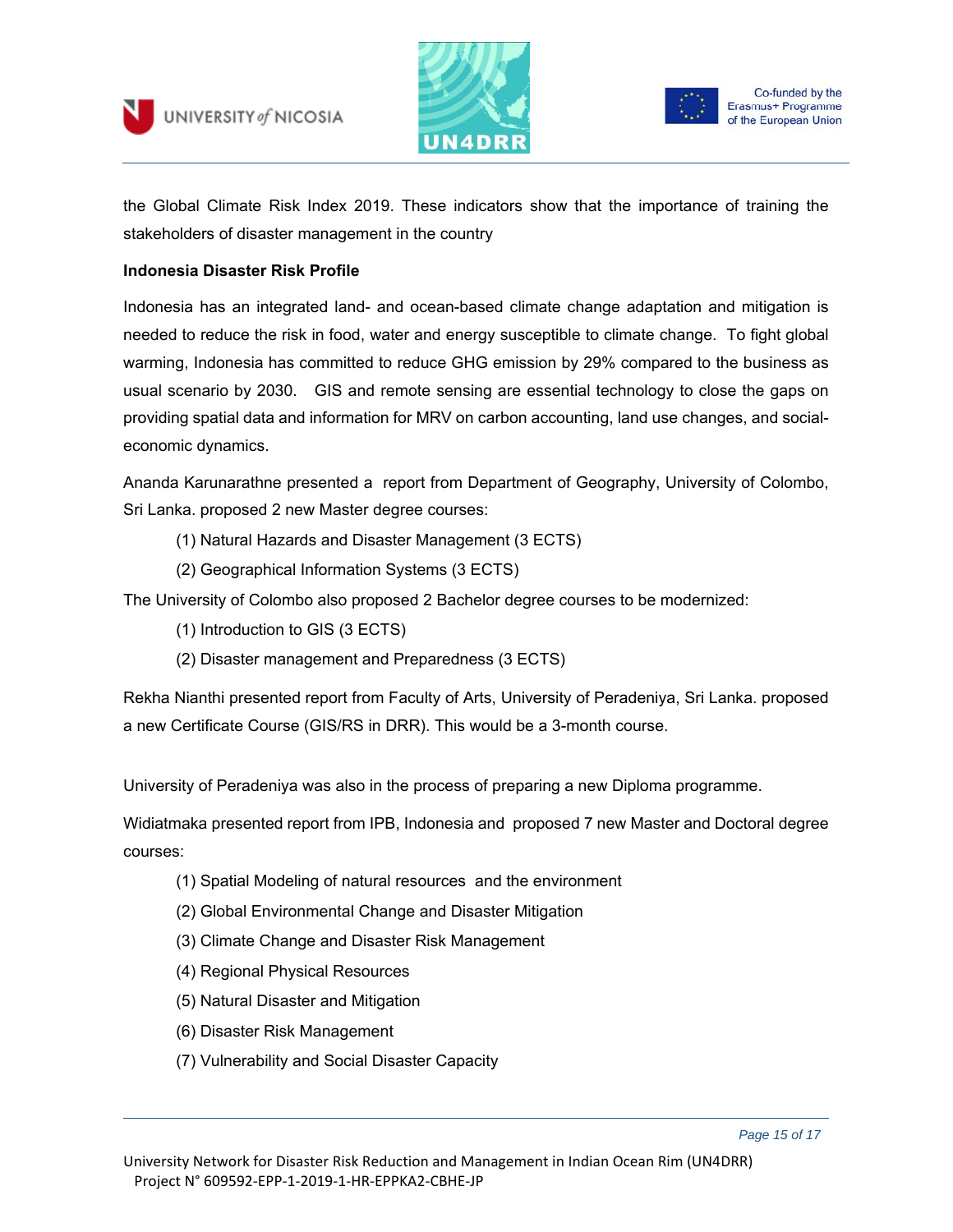the Global Climate Risk Index 2019. These indicators show that the importance of training the stakeholders of disaster management in the country

**Indonesia Disaster Risk Profile**

Indonesia has an integrated land- and ocean-based climate change adaptation and mitigation is needed to reduce the risk in food, water and energy susceptible to climate change. To fight global warming, Indonesia has committed to reduce GHG emission by 29% compared to the business as usual scenario by 2030. GIS and remote sensing are essential technology to close the gaps on providing spatial data and information for MRV on carbon accounting, land use changes, and social-economic dynamics.

Ananda Karunarathne presented a report from Department of Geography, University of Colombo, Sri Lanka. proposed 2 new Master degree courses:

(1) Natural Hazards and Disaster Management (3 ECTS)

(2) Geographical Information Systems (3 ECTS)

The University of Colombo also proposed 2 Bachelor degree courses to be modernized:

(1) Introduction to GIS (3 ECTS)

(2) Disaster management and Preparedness (3 ECTS)

Rekha Nianthi presented report from Faculty of Arts, University of Peradeniya, Sri Lanka. proposed a new Certificate Course (GIS/RS in DRR). This would be a 3-month course.

University of Peradeniya was also in the process of preparing a new Diploma programme.

Widiatmaka presented report from IPB, Indonesia and proposed 7 new Master and Doctoral degree courses:

(1) Spatial Modeling of natural resources and the environment

(2) Global Environmental Change and Disaster Mitigation

(3) Climate Change and Disaster Risk Management

(4) Regional Physical Resources

(5) Natural Disaster and Mitigation

(6) Disaster Risk Management

(7) Vulnerability and Social Disaster Capacity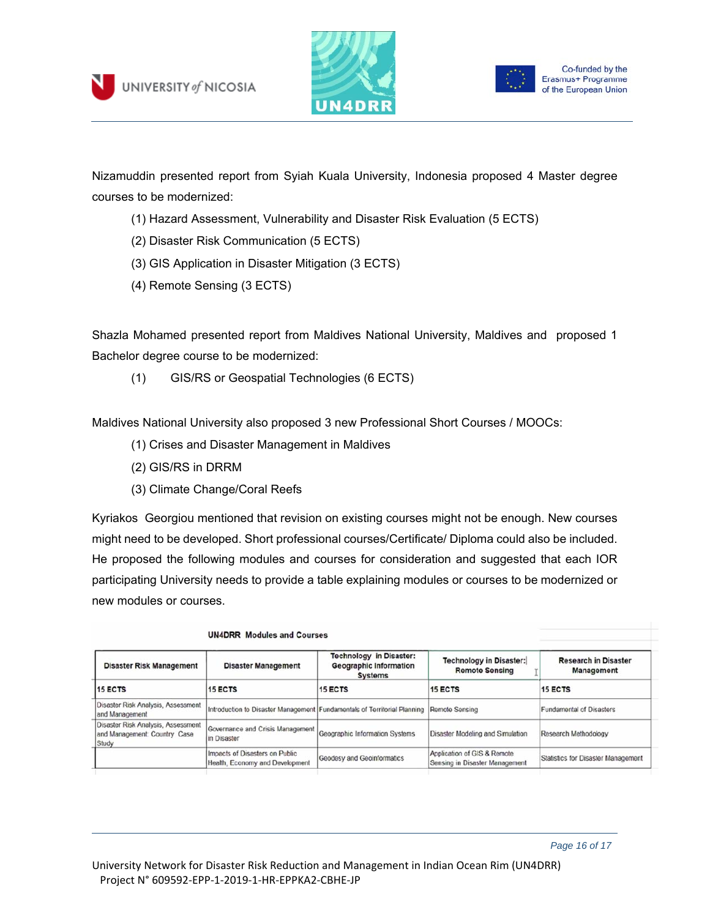Nizamuddin presented report from Syiah Kuala University, Indonesia proposed 4 Master degree courses to be modernized:

(1) Hazard Assessment, Vulnerability and Disaster Risk Evaluation (5 ECTS)

(2) Disaster Risk Communication (5 ECTS)

(3) GIS Application in Disaster Mitigation (3 ECTS)

(4) Remote Sensing (3 ECTS)

Shazla Mohamed presented report from Maldives National University, Maldives and proposed 1 Bachelor degree course to be modernized:

(1) GIS/RS or Geospatial Technologies (6 ECTS)

Maldives National University also proposed 3 new Professional Short Courses / MOOCs:

(1) Crises and Disaster Management in Maldives

(2) GIS/RS in DRRM

(3) Climate Change/Coral Reefs

Kyriakos Georgiou mentioned that revision on existing courses might not be enough. New courses might need to be developed. Short professional courses/Certificate/ Diploma could also be included. He proposed the following modules and courses for consideration and suggested that each IOR participating University needs to provide a table explaining modules or courses to be modernized or new modules or courses.

**UN4DRR Modules and Courses**

| Disaster Risk Management | Disaster Management | Technology in Disaster: Geographic Information Systems | Technology in Disaster: Remote Sensing | Research in Disaster Management |
|---|---|---|---|---|
| 15 ECTS | 15 ECTS | 15 ECTS | 15 ECTS | 15 ECTS |
| Disaster Risk Analysis, Assessment and Management | Introduction to Disaster Management | Fundamentals of Territorial Planning | Remote Sensing | Fundamental of Disasters |
| Disaster Risk Analysis, Assessment and Management: Country Case Study | Governance and Crisis Management in Disaster | Geographic Information Systems | Disaster Modeling and Simulation | Research Methodology |
| | Impacts of Disasters on Public Health, Economy and Development | Geodesy and Geoinformatics | Application of GIS & Remote Sensing in Disaster Management | Statistics for Disaster Management |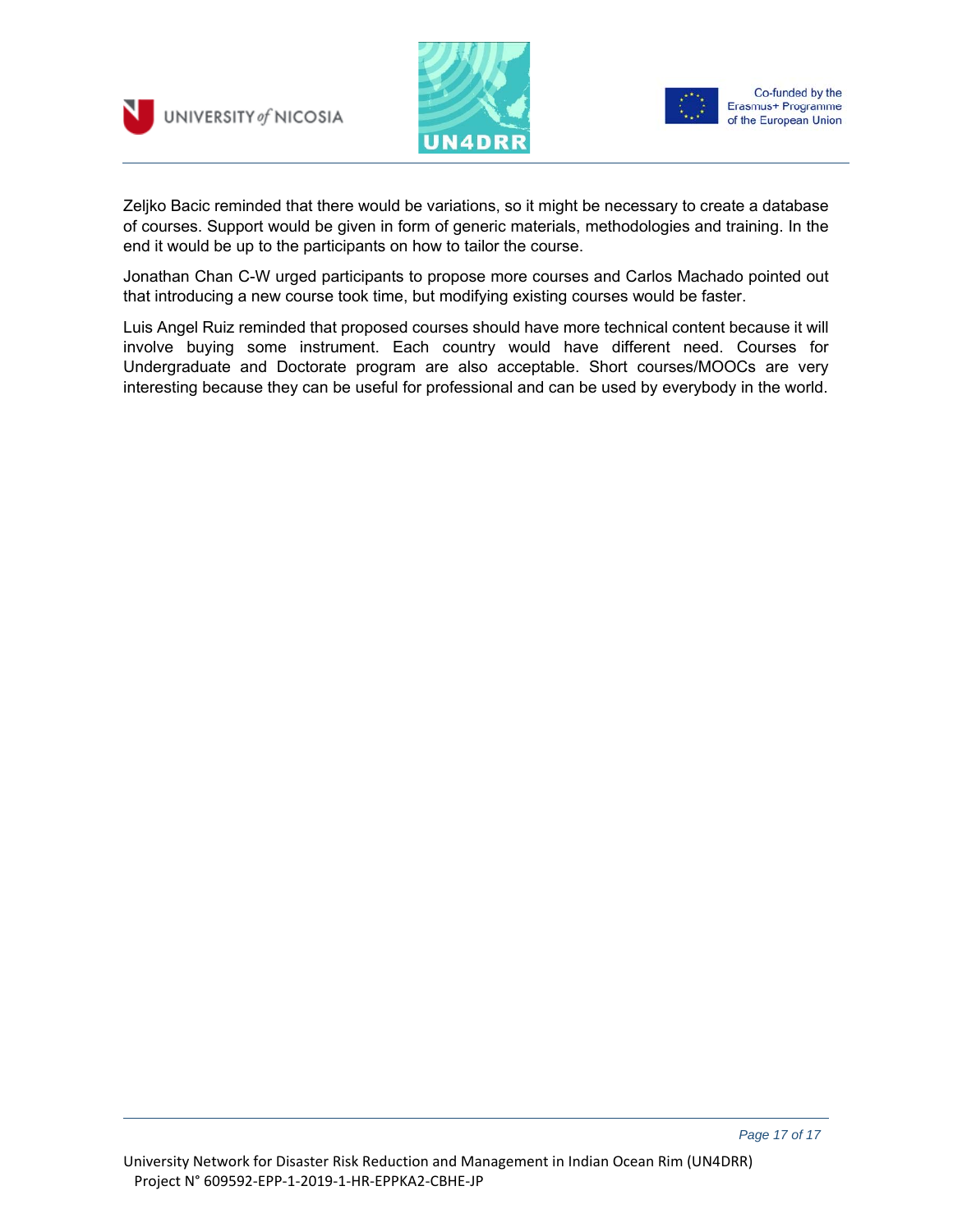Zeljko Bacic reminded that there would be variations, so it might be necessary to create a database of courses. Support would be given in form of generic materials, methodologies and training. In the end it would be up to the participants on how to tailor the course.

Jonathan Chan C-W urged participants to propose more courses and Carlos Machado pointed out that introducing a new course took time, but modifying existing courses would be faster.

Luis Angel Ruiz reminded that proposed courses should have more technical content because it will involve buying some instrument. Each country would have different need. Courses for Undergraduate and Doctorate program are also acceptable. Short courses/MOOCs are very interesting because they can be useful for professional and can be used by everybody in the world.